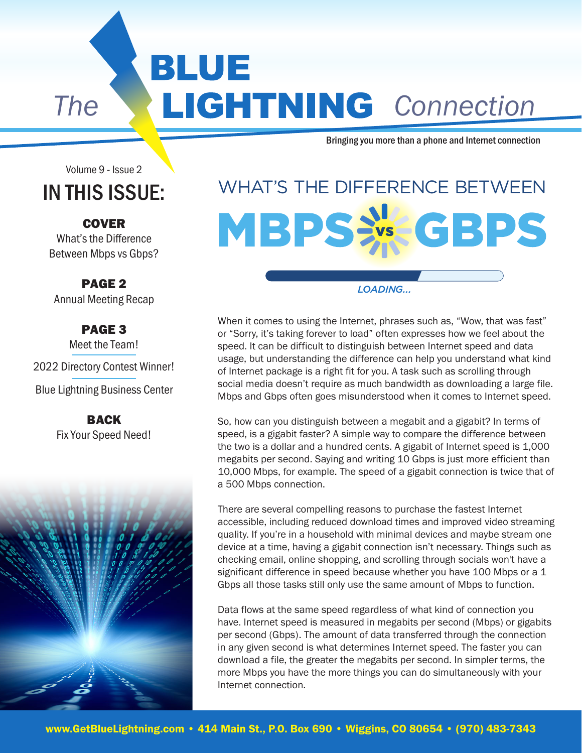# The BLUE LIGHTNING Connection

Bringing you more than a phone and Internet connection

Volume 9 - Issue 2

## IN THIS ISSUE:

**COVER**
What's the Difference Between Mbps vs Gbps?

**PAGE 2**
Annual Meeting Recap

**PAGE 3**
Meet the Team!

2022 Directory Contest Winner!

Blue Lightning Business Center

**BACK**
Fix Your Speed Need!

## WHAT'S THE DIFFERENCE BETWEEN MBPS vs GBPS

*LOADING...*

When it comes to using the Internet, phrases such as, "Wow, that was fast" or "Sorry, it's taking forever to load" often expresses how we feel about the speed. It can be difficult to distinguish between Internet speed and data usage, but understanding the difference can help you understand what kind of Internet package is a right fit for you. A task such as scrolling through social media doesn't require as much bandwidth as downloading a large file. Mbps and Gbps often goes misunderstood when it comes to Internet speed.

So, how can you distinguish between a megabit and a gigabit? In terms of speed, is a gigabit faster? A simple way to compare the difference between the two is a dollar and a hundred cents. A gigabit of Internet speed is 1,000 megabits per second. Saying and writing 10 Gbps is just more efficient than 10,000 Mbps, for example. The speed of a gigabit connection is twice that of a 500 Mbps connection.

There are several compelling reasons to purchase the fastest Internet accessible, including reduced download times and improved video streaming quality. If you're in a household with minimal devices and maybe stream one device at a time, having a gigabit connection isn't necessary. Things such as checking email, online shopping, and scrolling through socials won't have a significant difference in speed because whether you have 100 Mbps or a 1 Gbps all those tasks still only use the same amount of Mbps to function.

Data flows at the same speed regardless of what kind of connection you have. Internet speed is measured in megabits per second (Mbps) or gigabits per second (Gbps). The amount of data transferred through the connection in any given second is what determines Internet speed. The faster you can download a file, the greater the megabits per second. In simpler terms, the more Mbps you have the more things you can do simultaneously with your Internet connection.

**www.GetBlueLightning.com • 414 Main St., P.O. Box 690 • Wiggins, CO 80654 • (970) 483-7343**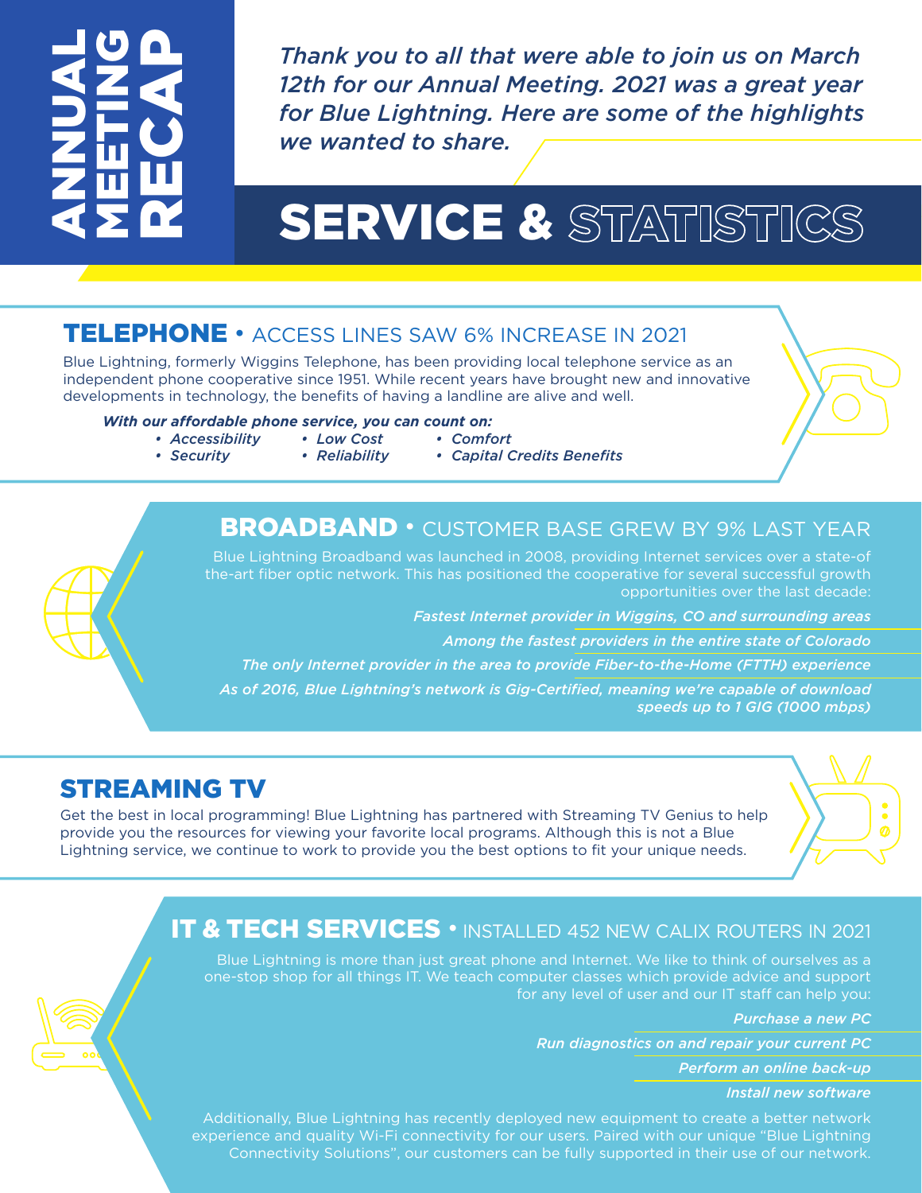# ANNUAL MEETING RECAP

*Thank you to all that were able to join us on March 12th for our Annual Meeting. 2021 was a great year for Blue Lightning. Here are some of the highlights we wanted to share.*

# SERVICE & STATISTICS

## TELEPHONE • ACCESS LINES SAW 6% INCREASE IN 2021

Blue Lightning, formerly Wiggins Telephone, has been providing local telephone service as an independent phone cooperative since 1951. While recent years have brought new and innovative developments in technology, the benefits of having a landline are alive and well.

***With our affordable phone service, you can count on:***

- *Accessibility*
- *Security*
- *Low Cost*
- *Reliability*
- *Comfort*
- *Capital Credits Benefits*

## BROADBAND • CUSTOMER BASE GREW BY 9% LAST YEAR

Blue Lightning Broadband was launched in 2008, providing Internet services over a state-of the-art fiber optic network. This has positioned the cooperative for several successful growth opportunities over the last decade:

*Fastest Internet provider in Wiggins, CO and surrounding areas*

*Among the fastest providers in the entire state of Colorado*

*The only Internet provider in the area to provide Fiber-to-the-Home (FTTH) experience*

*As of 2016, Blue Lightning's network is Gig-Certified, meaning we're capable of download speeds up to 1 GIG (1000 mbps)*

## STREAMING TV

Get the best in local programming! Blue Lightning has partnered with Streaming TV Genius to help provide you the resources for viewing your favorite local programs. Although this is not a Blue Lightning service, we continue to work to provide you the best options to fit your unique needs.

## IT & TECH SERVICES • INSTALLED 452 NEW CALIX ROUTERS IN 2021

Blue Lightning is more than just great phone and Internet. We like to think of ourselves as a one-stop shop for all things IT. We teach computer classes which provide advice and support for any level of user and our IT staff can help you:

*Purchase a new PC*

*Run diagnostics on and repair your current PC*

*Perform an online back-up*

*Install new software*

Additionally, Blue Lightning has recently deployed new equipment to create a better network experience and quality Wi-Fi connectivity for our users. Paired with our unique "Blue Lightning Connectivity Solutions", our customers can be fully supported in their use of our network.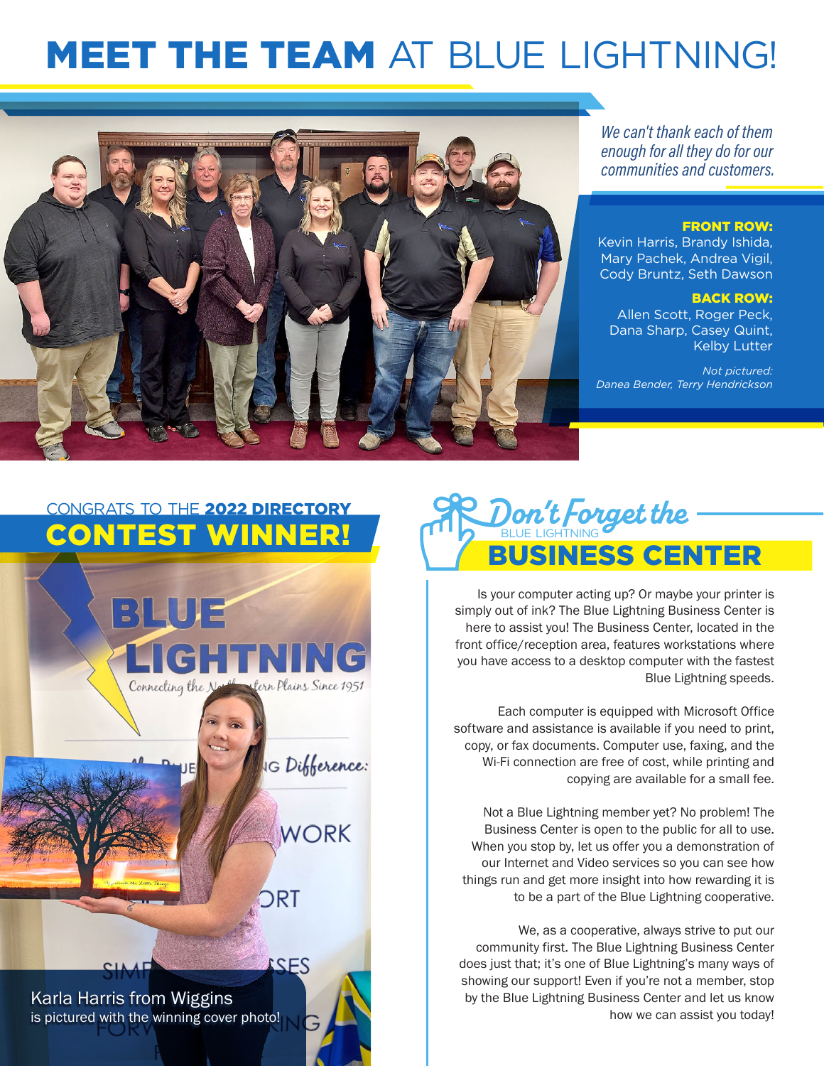# MEET THE TEAM AT BLUE LIGHTNING!

*We can't thank each of them enough for all they do for our communities and customers.*

**FRONT ROW:**
Kevin Harris, Brandy Ishida, Mary Pachek, Andrea Vigil, Cody Bruntz, Seth Dawson

**BACK ROW:**
Allen Scott, Roger Peck, Dana Sharp, Casey Quint, Kelby Lutter

*Not pictured: Danea Bender, Terry Hendrickson*

## CONGRATS TO THE 2022 DIRECTORY CONTEST WINNER!

Karla Harris from Wiggins is pictured with the winning cover photo!

## Don't Forget the BLUE LIGHTNING BUSINESS CENTER

Is your computer acting up? Or maybe your printer is simply out of ink? The Blue Lightning Business Center is here to assist you! The Business Center, located in the front office/reception area, features workstations where you have access to a desktop computer with the fastest Blue Lightning speeds.

Each computer is equipped with Microsoft Office software and assistance is available if you need to print, copy, or fax documents. Computer use, faxing, and the Wi-Fi connection are free of cost, while printing and copying are available for a small fee.

Not a Blue Lightning member yet? No problem! The Business Center is open to the public for all to use. When you stop by, let us offer you a demonstration of our Internet and Video services so you can see how things run and get more insight into how rewarding it is to be a part of the Blue Lightning cooperative.

We, as a cooperative, always strive to put our community first. The Blue Lightning Business Center does just that; it's one of Blue Lightning's many ways of showing our support! Even if you're not a member, stop by the Blue Lightning Business Center and let us know how we can assist you today!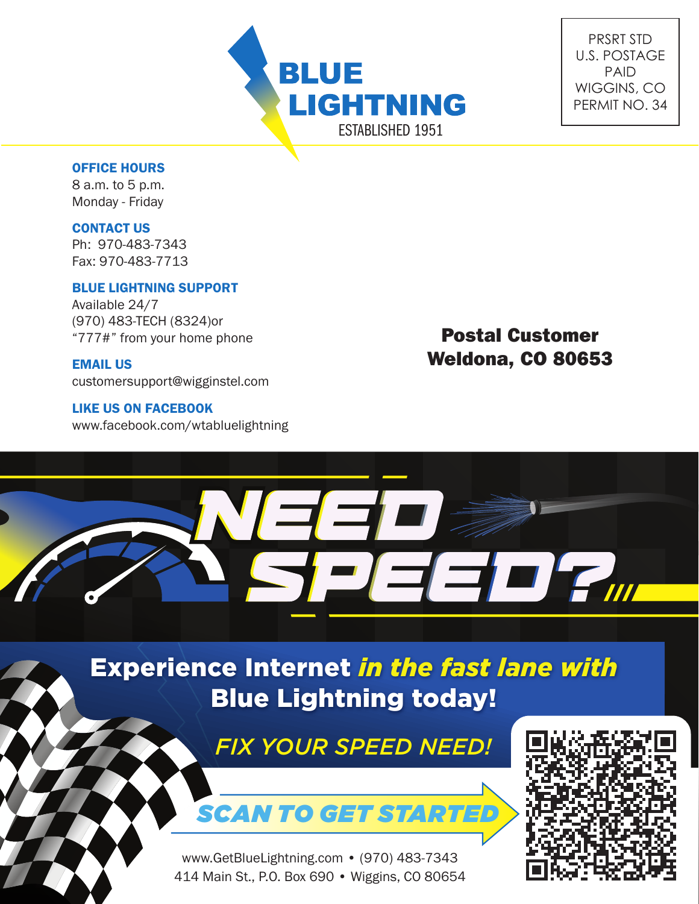# BLUE LIGHTNING

ESTABLISHED 1951

PRSRT STD
U.S. POSTAGE
PAID
WIGGINS, CO
PERMIT NO. 34

**OFFICE HOURS**
8 a.m. to 5 p.m.
Monday - Friday

**CONTACT US**
Ph: 970-483-7343
Fax: 970-483-7713

**BLUE LIGHTNING SUPPORT**
Available 24/7
(970) 483-TECH (8324)or
"777#" from your home phone

**EMAIL US**
customersupport@wigginstel.com

**LIKE US ON FACEBOOK**
www.facebook.com/wtabluelightning

**Postal Customer**
**Weldona, CO 80653**

# NEED SPEED?

## Experience Internet *in the fast lane with* Blue Lightning today!

*FIX YOUR SPEED NEED!*

**SCAN TO GET STARTED**

www.GetBlueLightning.com • (970) 483-7343
414 Main St., P.O. Box 690 • Wiggins, CO 80654